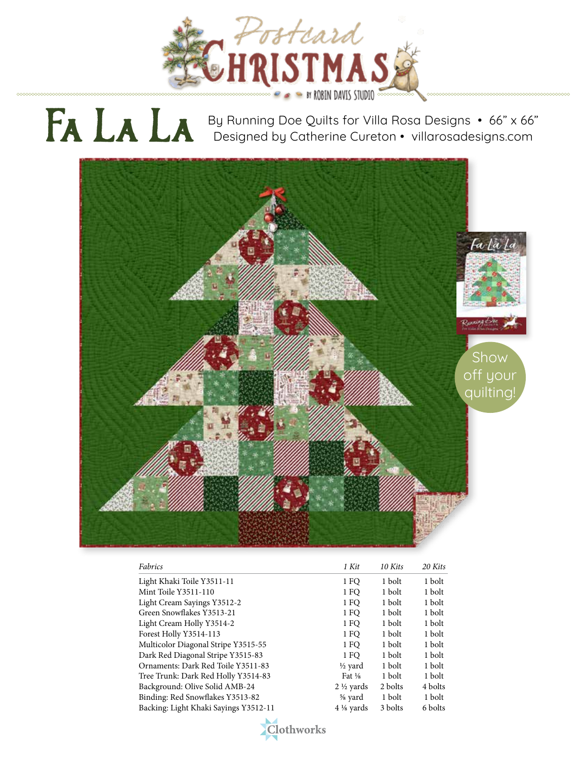# Postcard Christmas

by Robin Davis Studio

## Fa La La

By Running Doe Quilts for Villa Rosa Designs • 66" x 66"
Designed by Catherine Cureton • villarosadesigns.com

Show off your quilting!

| *Fabrics* | *1 Kit* | *10 Kits* | *20 Kits* |
|---|---|---|---|
| Light Khaki Toile Y3511-11 | 1 FQ | 1 bolt | 1 bolt |
| Mint Toile Y3511-110 | 1 FQ | 1 bolt | 1 bolt |
| Light Cream Sayings Y3512-2 | 1 FQ | 1 bolt | 1 bolt |
| Green Snowflakes Y3513-21 | 1 FQ | 1 bolt | 1 bolt |
| Light Cream Holly Y3514-2 | 1 FQ | 1 bolt | 1 bolt |
| Forest Holly Y3514-113 | 1 FQ | 1 bolt | 1 bolt |
| Multicolor Diagonal Stripe Y3515-55 | 1 FQ | 1 bolt | 1 bolt |
| Dark Red Diagonal Stripe Y3515-83 | 1 FQ | 1 bolt | 1 bolt |
| Ornaments: Dark Red Toile Y3511-83 | ½ yard | 1 bolt | 1 bolt |
| Tree Trunk: Dark Red Holly Y3514-83 | Fat ⅛ | 1 bolt | 1 bolt |
| Background: Olive Solid AMB-24 | 2 ½ yards | 2 bolts | 4 bolts |
| Binding: Red Snowflakes Y3513-82 | ⅝ yard | 1 bolt | 1 bolt |
| Backing: Light Khaki Sayings Y3512-11 | 4 ⅛ yards | 3 bolts | 6 bolts |

Clothworks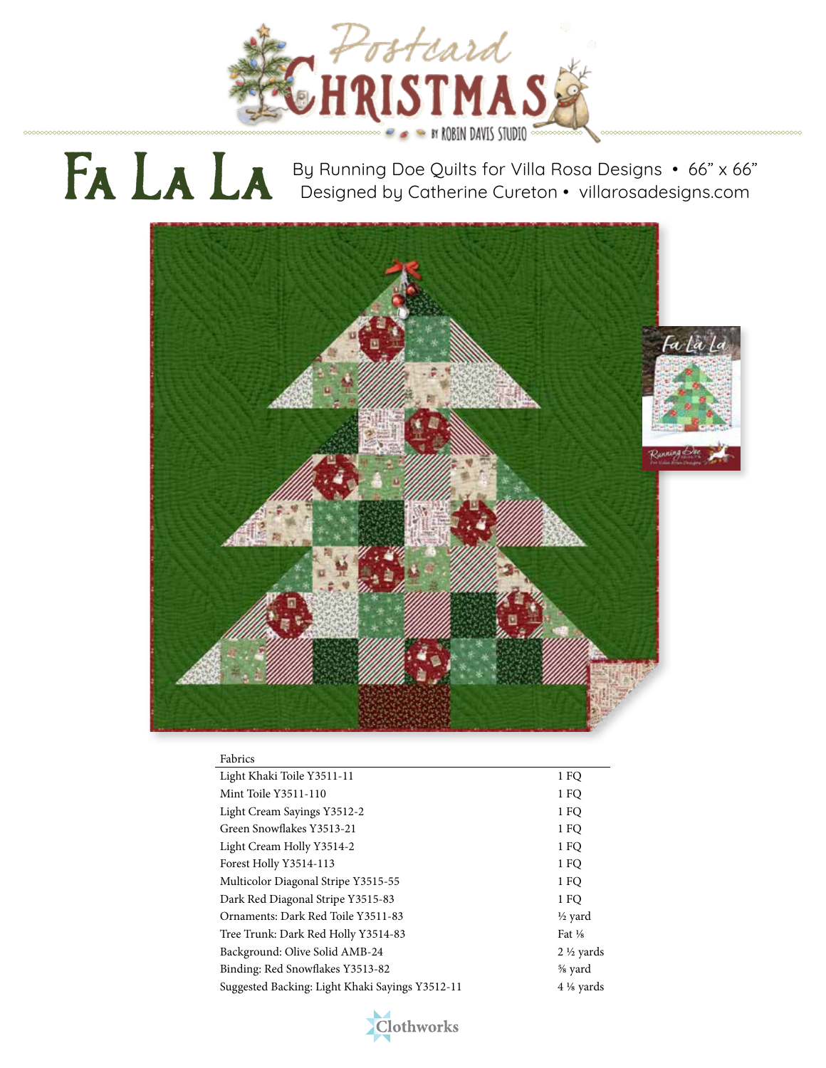# Postcard Christmas

by Robin Davis Studio

# Fa La La

By Running Doe Quilts for Villa Rosa Designs • 66” x 66”
Designed by Catherine Cureton • villarosadesigns.com

| Fabrics | |
|---|---|
| Light Khaki Toile Y3511-11 | 1 FQ |
| Mint Toile Y3511-110 | 1 FQ |
| Light Cream Sayings Y3512-2 | 1 FQ |
| Green Snowflakes Y3513-21 | 1 FQ |
| Light Cream Holly Y3514-2 | 1 FQ |
| Forest Holly Y3514-113 | 1 FQ |
| Multicolor Diagonal Stripe Y3515-55 | 1 FQ |
| Dark Red Diagonal Stripe Y3515-83 | 1 FQ |
| Ornaments: Dark Red Toile Y3511-83 | ½ yard |
| Tree Trunk: Dark Red Holly Y3514-83 | Fat ⅛ |
| Background: Olive Solid AMB-24 | 2 ½ yards |
| Binding: Red Snowflakes Y3513-82 | ⅝ yard |
| Suggested Backing: Light Khaki Sayings Y3512-11 | 4 ⅛ yards |

Clothworks